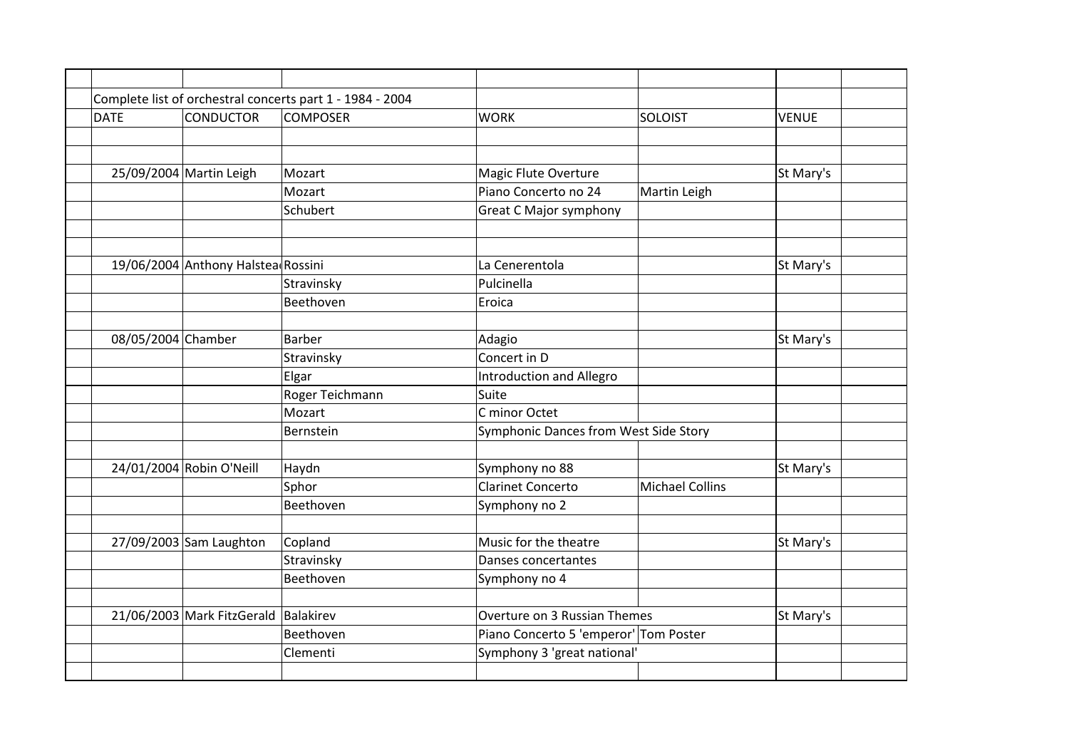Complete list of orchestral concerts part 1 - 1984 - 2004

| DATE | CONDUCTOR | COMPOSER | WORK | SOLOIST | VENUE |
|---|---|---|---|---|---|
| | | | | | |
| | | | | | |
| 25/09/2004 | Martin Leigh | Mozart | Magic Flute Overture | | St Mary's |
| | | Mozart | Piano Concerto no 24 | Martin Leigh | |
| | | Schubert | Great C Major symphony | | |
| | | | | | |
| | | | | | |
| 19/06/2004 | Anthony Halstead | Rossini | La Cenerentola | | St Mary's |
| | | Stravinsky | Pulcinella | | |
| | | Beethoven | Eroica | | |
| | | | | | |
| 08/05/2004 | Chamber | Barber | Adagio | | St Mary's |
| | | Stravinsky | Concert in D | | |
| | | Elgar | Introduction and Allegro | | |
| | | Roger Teichmann | Suite | | |
| | | Mozart | C minor Octet | | |
| | | Bernstein | Symphonic Dances from West Side Story | | |
| | | | | | |
| 24/01/2004 | Robin O'Neill | Haydn | Symphony no 88 | | St Mary's |
| | | Sphor | Clarinet Concerto | Michael Collins | |
| | | Beethoven | Symphony no 2 | | |
| | | | | | |
| 27/09/2003 | Sam Laughton | Copland | Music for the theatre | | St Mary's |
| | | Stravinsky | Danses concertantes | | |
| | | Beethoven | Symphony no 4 | | |
| | | | | | |
| 21/06/2003 | Mark FitzGerald | Balakirev | Overture on 3 Russian Themes | | St Mary's |
| | | Beethoven | Piano Concerto 5 'emperor' | Tom Poster | |
| | | Clementi | Symphony 3 'great national' | | |
| | | | | | |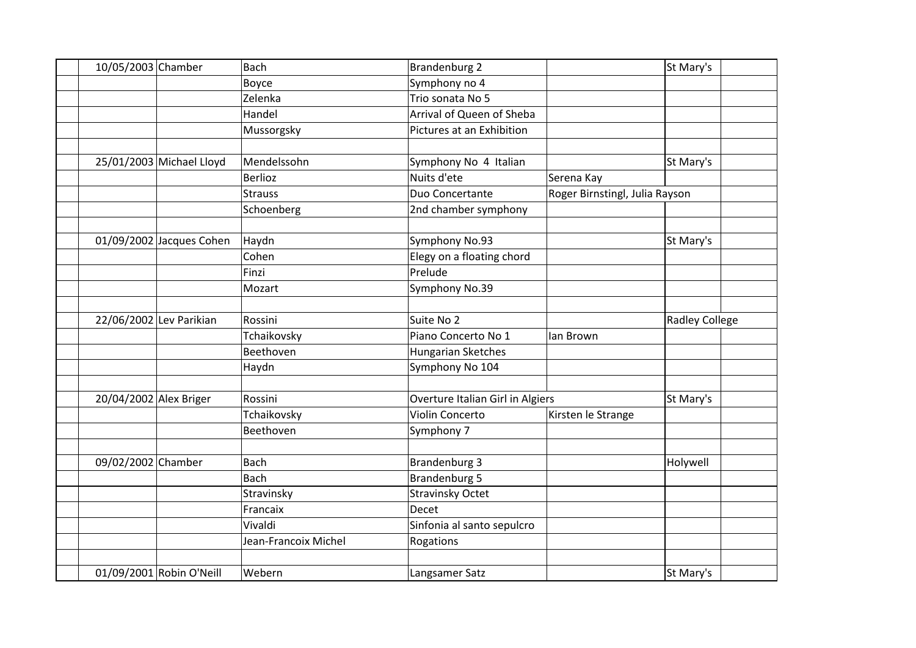| | | | | | | |
|---|---|---|---|---|---|---|
| | 10/05/2003 | Chamber | Bach | Brandenburg 2 | | St Mary's |
| | | | Boyce | Symphony no 4 | | |
| | | | Zelenka | Trio sonata No 5 | | |
| | | | Handel | Arrival of Queen of Sheba | | |
| | | | Mussorgsky | Pictures at an Exhibition | | |
| | | | | | | |
| | 25/01/2003 | Michael Lloyd | Mendelssohn | Symphony No 4 Italian | | St Mary's |
| | | | Berlioz | Nuits d'ete | Serena Kay | |
| | | | Strauss | Duo Concertante | Roger Birnstingl, Julia Rayson | |
| | | | Schoenberg | 2nd chamber symphony | | |
| | | | | | | |
| | 01/09/2002 | Jacques Cohen | Haydn | Symphony No.93 | | St Mary's |
| | | | Cohen | Elegy on a floating chord | | |
| | | | Finzi | Prelude | | |
| | | | Mozart | Symphony No.39 | | |
| | | | | | | |
| | 22/06/2002 | Lev Parikian | Rossini | Suite No 2 | | Radley College |
| | | | Tchaikovsky | Piano Concerto No 1 | Ian Brown | |
| | | | Beethoven | Hungarian Sketches | | |
| | | | Haydn | Symphony No 104 | | |
| | | | | | | |
| | 20/04/2002 | Alex Briger | Rossini | Overture Italian Girl in Algiers | | St Mary's |
| | | | Tchaikovsky | Violin Concerto | Kirsten le Strange | |
| | | | Beethoven | Symphony 7 | | |
| | | | | | | |
| | 09/02/2002 | Chamber | Bach | Brandenburg 3 | | Holywell |
| | | | Bach | Brandenburg 5 | | |
| | | | Stravinsky | Stravinsky Octet | | |
| | | | Francaix | Decet | | |
| | | | Vivaldi | Sinfonia al santo sepulcro | | |
| | | | Jean-Francoix Michel | Rogations | | |
| | | | | | | |
| | 01/09/2001 | Robin O'Neill | Webern | Langsamer Satz | | St Mary's |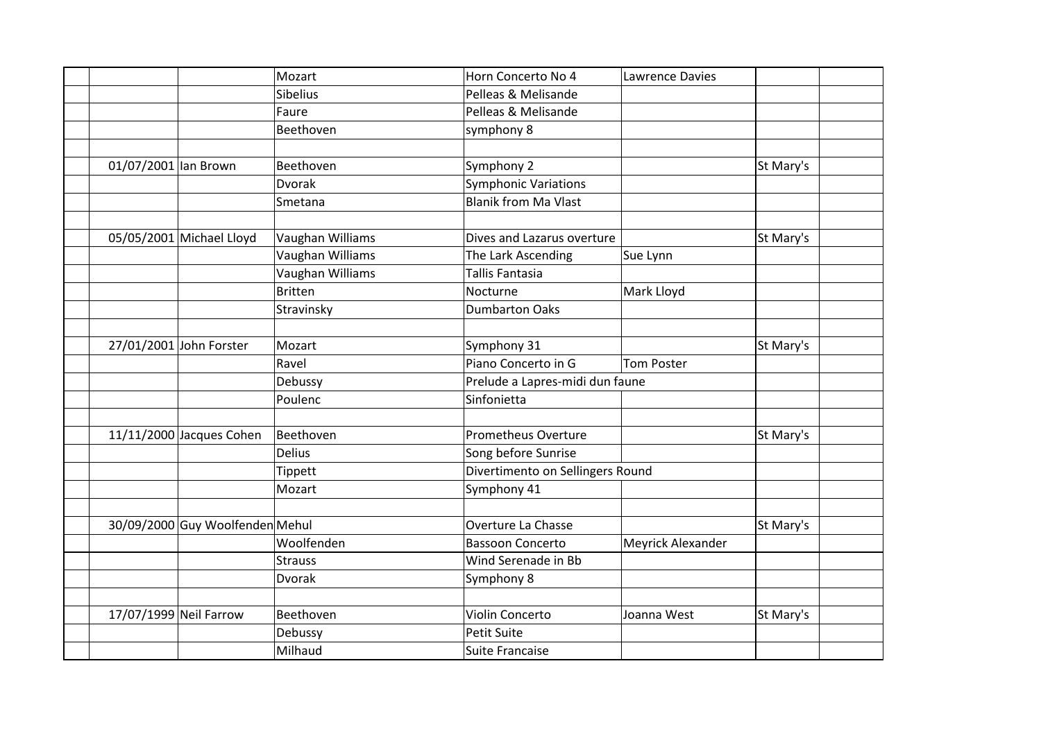| | | | | | | | |
|---|---|---|---|---|---|---|---|
| | | | Mozart | Horn Concerto No 4 | Lawrence Davies | | |
| | | | Sibelius | Pelleas & Melisande | | | |
| | | | Faure | Pelleas & Melisande | | | |
| | | | Beethoven | symphony 8 | | | |
| | | | | | | | |
| | 01/07/2001 | Ian Brown | Beethoven | Symphony 2 | | St Mary's | |
| | | | Dvorak | Symphonic Variations | | | |
| | | | Smetana | Blanik from Ma Vlast | | | |
| | | | | | | | |
| | 05/05/2001 | Michael Lloyd | Vaughan Williams | Dives and Lazarus overture | | St Mary's | |
| | | | Vaughan Williams | The Lark Ascending | Sue Lynn | | |
| | | | Vaughan Williams | Tallis Fantasia | | | |
| | | | Britten | Nocturne | Mark Lloyd | | |
| | | | Stravinsky | Dumbarton Oaks | | | |
| | | | | | | | |
| | 27/01/2001 | John Forster | Mozart | Symphony 31 | | St Mary's | |
| | | | Ravel | Piano Concerto in G | Tom Poster | | |
| | | | Debussy | Prelude a Lapres-midi dun faune | | | |
| | | | Poulenc | Sinfonietta | | | |
| | | | | | | | |
| | 11/11/2000 | Jacques Cohen | Beethoven | Prometheus Overture | | St Mary's | |
| | | | Delius | Song before Sunrise | | | |
| | | | Tippett | Divertimento on Sellingers Round | | | |
| | | | Mozart | Symphony 41 | | | |
| | | | | | | | |
| | 30/09/2000 | Guy Woolfenden | Mehul | Overture La Chasse | | St Mary's | |
| | | | Woolfenden | Bassoon Concerto | Meyrick Alexander | | |
| | | | Strauss | Wind Serenade in Bb | | | |
| | | | Dvorak | Symphony 8 | | | |
| | | | | | | | |
| | 17/07/1999 | Neil Farrow | Beethoven | Violin Concerto | Joanna West | St Mary's | |
| | | | Debussy | Petit Suite | | | |
| | | | Milhaud | Suite Francaise | | | |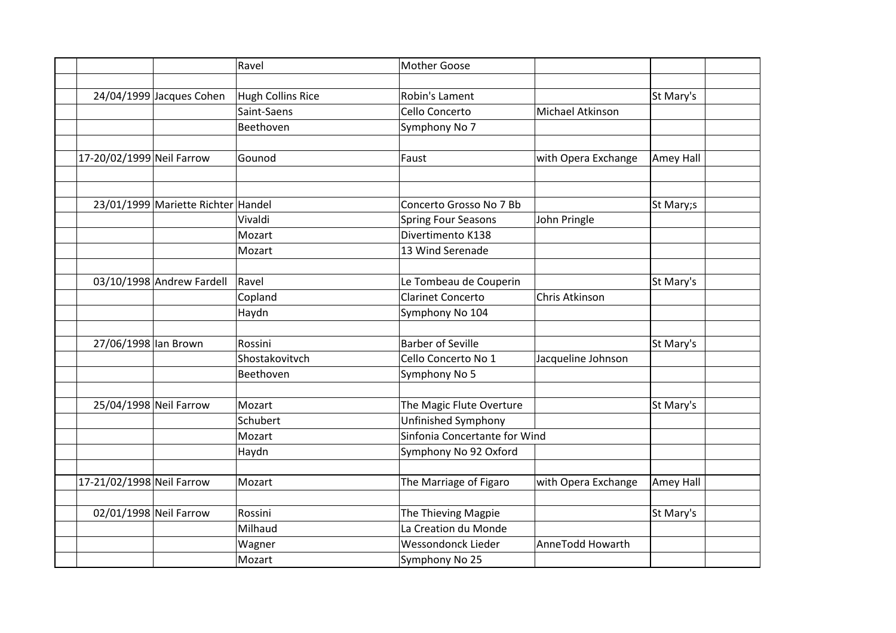| | | | | | | | |
|---|---|---|---|---|---|---|---|
| | | | Ravel | Mother Goose | | | |
| | | | | | | | |
| | 24/04/1999 | Jacques Cohen | Hugh Collins Rice | Robin's Lament | | St Mary's | |
| | | | Saint-Saens | Cello Concerto | Michael Atkinson | | |
| | | | Beethoven | Symphony No 7 | | | |
| | | | | | | | |
| | 17-20/02/1999 | Neil Farrow | Gounod | Faust | with Opera Exchange | Amey Hall | |
| | | | | | | | |
| | | | | | | | |
| | 23/01/1999 | Mariette Richter | Handel | Concerto Grosso No 7 Bb | | St Mary;s | |
| | | | Vivaldi | Spring Four Seasons | John Pringle | | |
| | | | Mozart | Divertimento K138 | | | |
| | | | Mozart | 13 Wind Serenade | | | |
| | | | | | | | |
| | 03/10/1998 | Andrew Fardell | Ravel | Le Tombeau de Couperin | | St Mary's | |
| | | | Copland | Clarinet Concerto | Chris Atkinson | | |
| | | | Haydn | Symphony No 104 | | | |
| | | | | | | | |
| | 27/06/1998 | Ian Brown | Rossini | Barber of Seville | | St Mary's | |
| | | | Shostakovitvch | Cello Concerto No 1 | Jacqueline Johnson | | |
| | | | Beethoven | Symphony No 5 | | | |
| | | | | | | | |
| | 25/04/1998 | Neil Farrow | Mozart | The Magic Flute Overture | | St Mary's | |
| | | | Schubert | Unfinished Symphony | | | |
| | | | Mozart | Sinfonia Concertante for Wind | | | |
| | | | Haydn | Symphony No 92 Oxford | | | |
| | | | | | | | |
| | 17-21/02/1998 | Neil Farrow | Mozart | The Marriage of Figaro | with Opera Exchange | Amey Hall | |
| | | | | | | | |
| | 02/01/1998 | Neil Farrow | Rossini | The Thieving Magpie | | St Mary's | |
| | | | Milhaud | La Creation du Monde | | | |
| | | | Wagner | Wessondonck Lieder | AnneTodd Howarth | | |
| | | | Mozart | Symphony No 25 | | | |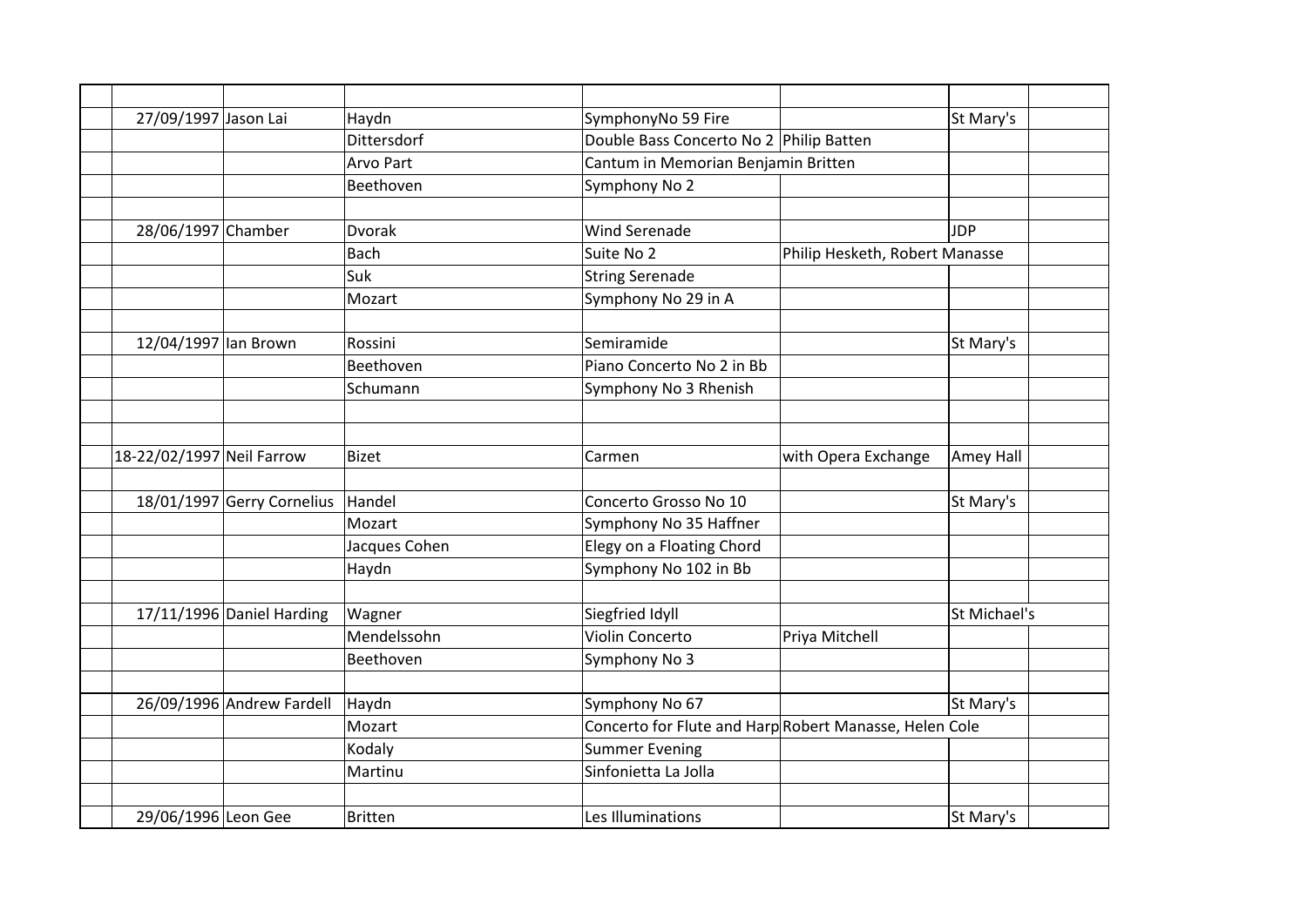| | | | | | | |
|---|---|---|---|---|---|---|
| 27/09/1997 | Jason Lai | Haydn | SymphonyNo 59 Fire | | St Mary's | |
| | | Dittersdorf | Double Bass Concerto No 2 | Philip Batten | | |
| | | Arvo Part | Cantum in Memorian Benjamin Britten | | | |
| | | Beethoven | Symphony No 2 | | | |
| | | | | | | |
| 28/06/1997 | Chamber | Dvorak | Wind Serenade | | JDP | |
| | | Bach | Suite No 2 | Philip Hesketh, Robert Manasse | | |
| | | Suk | String Serenade | | | |
| | | Mozart | Symphony No 29 in A | | | |
| | | | | | | |
| 12/04/1997 | Ian Brown | Rossini | Semiramide | | St Mary's | |
| | | Beethoven | Piano Concerto No 2 in Bb | | | |
| | | Schumann | Symphony No 3 Rhenish | | | |
| | | | | | | |
| | | | | | | |
| 18-22/02/1997 | Neil Farrow | Bizet | Carmen | with Opera Exchange | Amey Hall | |
| | | | | | | |
| 18/01/1997 | Gerry Cornelius | Handel | Concerto Grosso No 10 | | St Mary's | |
| | | Mozart | Symphony No 35 Haffner | | | |
| | | Jacques Cohen | Elegy on a Floating Chord | | | |
| | | Haydn | Symphony No 102 in Bb | | | |
| | | | | | | |
| 17/11/1996 | Daniel Harding | Wagner | Siegfried Idyll | | St Michael's | |
| | | Mendelssohn | Violin Concerto | Priya Mitchell | | |
| | | Beethoven | Symphony No 3 | | | |
| | | | | | | |
| 26/09/1996 | Andrew Fardell | Haydn | Symphony No 67 | | St Mary's | |
| | | Mozart | Concerto for Flute and Harp | Robert Manasse, Helen Cole | | |
| | | Kodaly | Summer Evening | | | |
| | | Martinu | Sinfonietta La Jolla | | | |
| | | | | | | |
| 29/06/1996 | Leon Gee | Britten | Les Illuminations | | St Mary's | |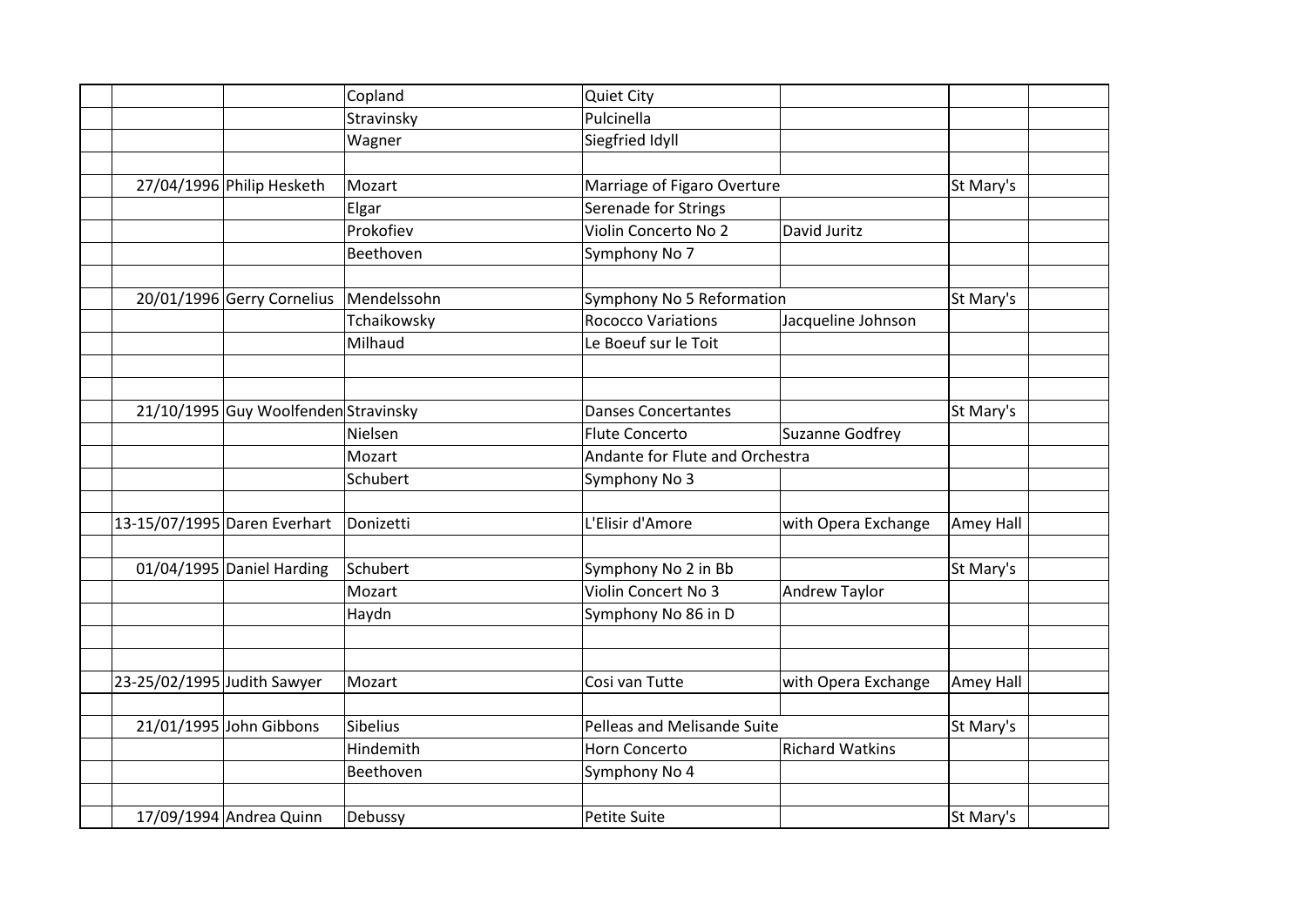| | | | | | | |
|---|---|---|---|---|---|---|
| | | Copland | Quiet City | | | |
| | | Stravinsky | Pulcinella | | | |
| | | Wagner | Siegfried Idyll | | | |
| | | | | | | |
| 27/04/1996 | Philip Hesketh | Mozart | Marriage of Figaro Overture | | St Mary's | |
| | | Elgar | Serenade for Strings | | | |
| | | Prokofiev | Violin Concerto No 2 | David Juritz | | |
| | | Beethoven | Symphony No 7 | | | |
| | | | | | | |
| 20/01/1996 | Gerry Cornelius | Mendelssohn | Symphony No 5 Reformation | | St Mary's | |
| | | Tchaikowsky | Rococco Variations | Jacqueline Johnson | | |
| | | Milhaud | Le Boeuf sur le Toit | | | |
| | | | | | | |
| | | | | | | |
| 21/10/1995 | Guy Woolfenden | Stravinsky | Danses Concertantes | | St Mary's | |
| | | Nielsen | Flute Concerto | Suzanne Godfrey | | |
| | | Mozart | Andante for Flute and Orchestra | | | |
| | | Schubert | Symphony No 3 | | | |
| | | | | | | |
| 13-15/07/1995 | Daren Everhart | Donizetti | L'Elisir d'Amore | with Opera Exchange | Amey Hall | |
| | | | | | | |
| 01/04/1995 | Daniel Harding | Schubert | Symphony No 2 in Bb | | St Mary's | |
| | | Mozart | Violin Concert No 3 | Andrew Taylor | | |
| | | Haydn | Symphony No 86 in D | | | |
| | | | | | | |
| | | | | | | |
| 23-25/02/1995 | Judith Sawyer | Mozart | Cosi van Tutte | with Opera Exchange | Amey Hall | |
| | | | | | | |
| 21/01/1995 | John Gibbons | Sibelius | Pelleas and Melisande Suite | | St Mary's | |
| | | Hindemith | Horn Concerto | Richard Watkins | | |
| | | Beethoven | Symphony No 4 | | | |
| | | | | | | |
| 17/09/1994 | Andrea Quinn | Debussy | Petite Suite | | St Mary's | |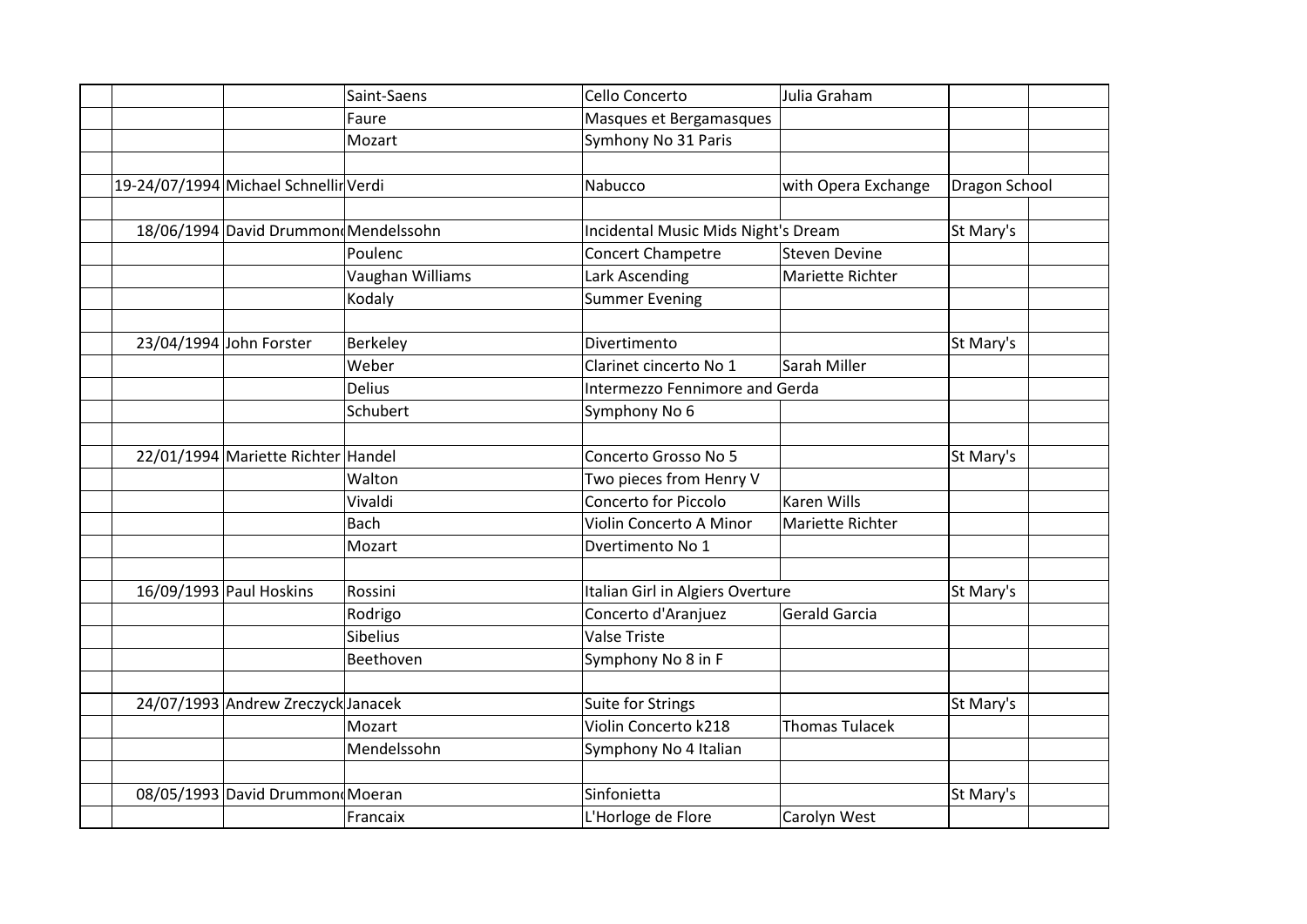| | | | | | | | |
|---|---|---|---|---|---|---|---|
| | | | Saint-Saens | Cello Concerto | Julia Graham | | |
| | | | Faure | Masques et Bergamasques | | | |
| | | | Mozart | Symhony No 31 Paris | | | |
| | | | | | | | |
| | 19-24/07/1994 | Michael Schnellir | Verdi | Nabucco | with Opera Exchange | Dragon School | |
| | | | | | | | |
| | 18/06/1994 | David Drummond | Mendelssohn | Incidental Music Mids Night's Dream | | St Mary's | |
| | | | Poulenc | Concert Champetre | Steven Devine | | |
| | | | Vaughan Williams | Lark Ascending | Mariette Richter | | |
| | | | Kodaly | Summer Evening | | | |
| | | | | | | | |
| | 23/04/1994 | John Forster | Berkeley | Divertimento | | St Mary's | |
| | | | Weber | Clarinet cincerto No 1 | Sarah Miller | | |
| | | | Delius | Intermezzo Fennimore and Gerda | | | |
| | | | Schubert | Symphony No 6 | | | |
| | | | | | | | |
| | 22/01/1994 | Mariette Richter | Handel | Concerto Grosso No 5 | | St Mary's | |
| | | | Walton | Two pieces from Henry V | | | |
| | | | Vivaldi | Concerto for Piccolo | Karen Wills | | |
| | | | Bach | Violin Concerto A Minor | Mariette Richter | | |
| | | | Mozart | Dvertimento No 1 | | | |
| | | | | | | | |
| | 16/09/1993 | Paul Hoskins | Rossini | Italian Girl in Algiers Overture | | St Mary's | |
| | | | Rodrigo | Concerto d'Aranjuez | Gerald Garcia | | |
| | | | Sibelius | Valse Triste | | | |
| | | | Beethoven | Symphony No 8 in F | | | |
| | | | | | | | |
| | 24/07/1993 | Andrew Zreczyck | Janacek | Suite for Strings | | St Mary's | |
| | | | Mozart | Violin Concerto k218 | Thomas Tulacek | | |
| | | | Mendelssohn | Symphony No 4 Italian | | | |
| | | | | | | | |
| | 08/05/1993 | David Drummond | Moeran | Sinfonietta | | St Mary's | |
| | | | Francaix | L'Horloge de Flore | Carolyn West | | |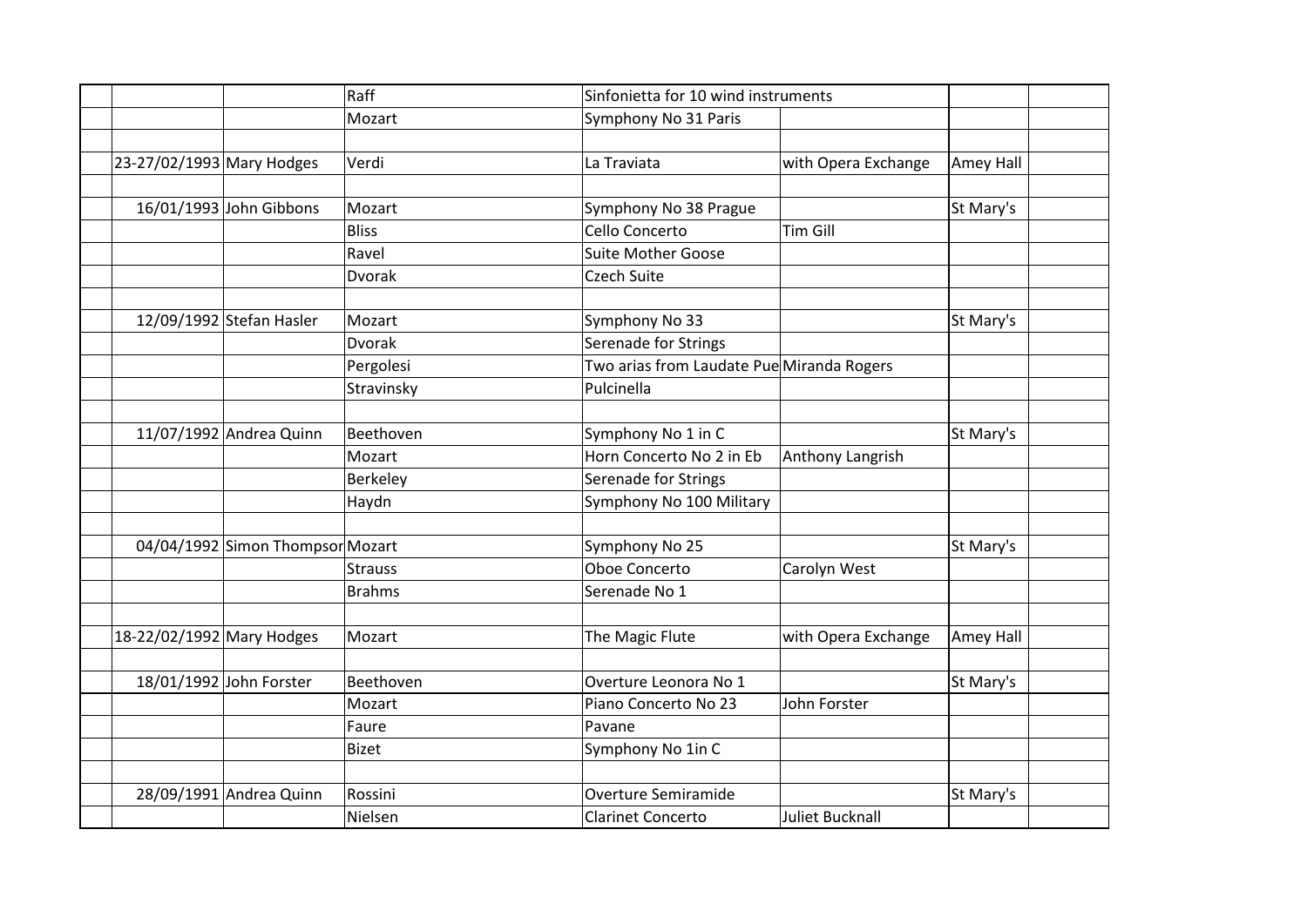| | | | | | | | |
|---|---|---|---|---|---|---|---|
| | | | Raff | Sinfonietta for 10 wind instruments | | | |
| | | | Mozart | Symphony No 31 Paris | | | |
| | | | | | | | |
| | 23-27/02/1993 | Mary Hodges | Verdi | La Traviata | with Opera Exchange | Amey Hall | |
| | | | | | | | |
| | 16/01/1993 | John Gibbons | Mozart | Symphony No 38 Prague | | St Mary's | |
| | | | Bliss | Cello Concerto | Tim Gill | | |
| | | | Ravel | Suite Mother Goose | | | |
| | | | Dvorak | Czech Suite | | | |
| | | | | | | | |
| | 12/09/1992 | Stefan Hasler | Mozart | Symphony No 33 | | St Mary's | |
| | | | Dvorak | Serenade for Strings | | | |
| | | | Pergolesi | Two arias from Laudate Pue | Miranda Rogers | | |
| | | | Stravinsky | Pulcinella | | | |
| | | | | | | | |
| | 11/07/1992 | Andrea Quinn | Beethoven | Symphony No 1 in C | | St Mary's | |
| | | | Mozart | Horn Concerto No 2 in Eb | Anthony Langrish | | |
| | | | Berkeley | Serenade for Strings | | | |
| | | | Haydn | Symphony No 100 Military | | | |
| | | | | | | | |
| | 04/04/1992 | Simon Thompsor | Mozart | Symphony No 25 | | St Mary's | |
| | | | Strauss | Oboe Concerto | Carolyn West | | |
| | | | Brahms | Serenade No 1 | | | |
| | | | | | | | |
| | 18-22/02/1992 | Mary Hodges | Mozart | The Magic Flute | with Opera Exchange | Amey Hall | |
| | | | | | | | |
| | 18/01/1992 | John Forster | Beethoven | Overture Leonora No 1 | | St Mary's | |
| | | | Mozart | Piano Concerto No 23 | John Forster | | |
| | | | Faure | Pavane | | | |
| | | | Bizet | Symphony No 1in C | | | |
| | | | | | | | |
| | 28/09/1991 | Andrea Quinn | Rossini | Overture Semiramide | | St Mary's | |
| | | | Nielsen | Clarinet Concerto | Juliet Bucknall | | |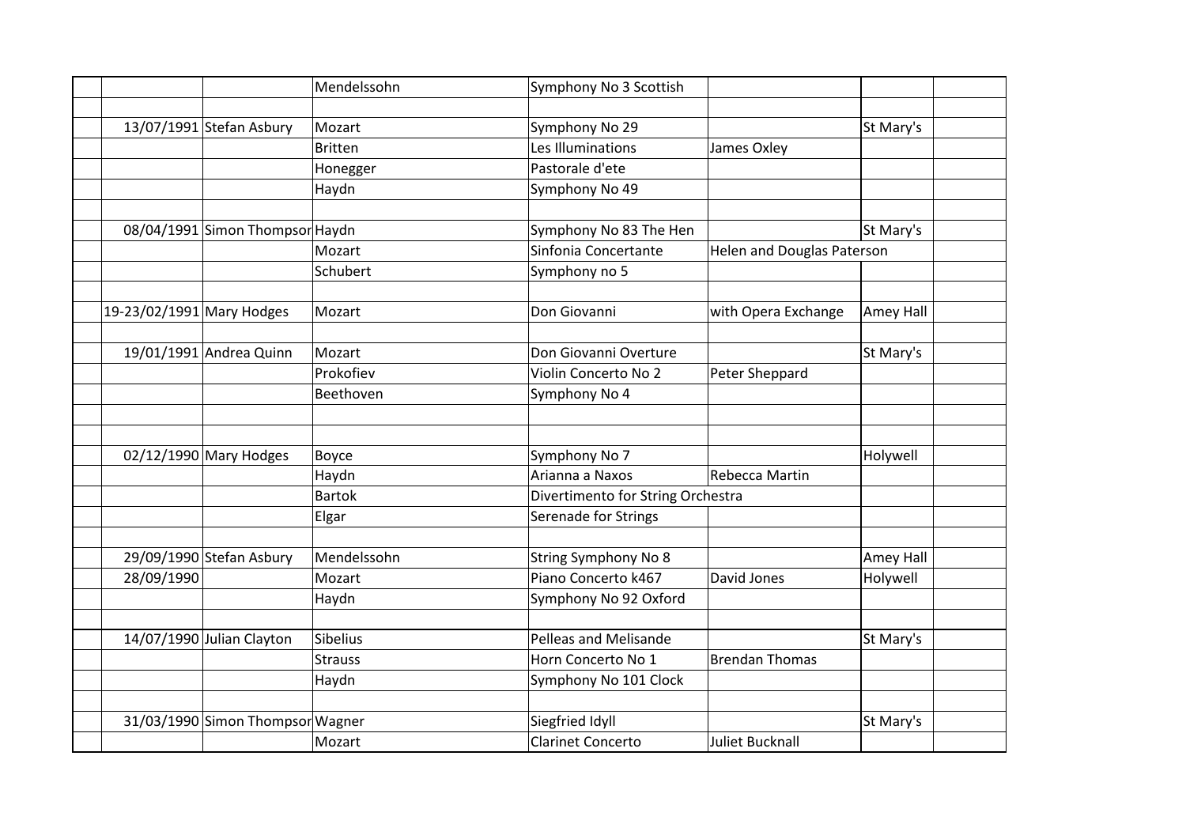| | | | | | | |
|---|---|---|---|---|---|---|
| | | Mendelssohn | Symphony No 3 Scottish | | | |
| | | | | | | |
| 13/07/1991 | Stefan Asbury | Mozart | Symphony No 29 | | St Mary's | |
| | | Britten | Les Illuminations | James Oxley | | |
| | | Honegger | Pastorale d'ete | | | |
| | | Haydn | Symphony No 49 | | | |
| | | | | | | |
| 08/04/1991 | Simon Thompsor | Haydn | Symphony No 83 The Hen | | St Mary's | |
| | | Mozart | Sinfonia Concertante | Helen and Douglas Paterson | | |
| | | Schubert | Symphony no 5 | | | |
| | | | | | | |
| 19-23/02/1991 | Mary Hodges | Mozart | Don Giovanni | with Opera Exchange | Amey Hall | |
| | | | | | | |
| 19/01/1991 | Andrea Quinn | Mozart | Don Giovanni Overture | | St Mary's | |
| | | Prokofiev | Violin Concerto No 2 | Peter Sheppard | | |
| | | Beethoven | Symphony No 4 | | | |
| | | | | | | |
| | | | | | | |
| 02/12/1990 | Mary Hodges | Boyce | Symphony No 7 | | Holywell | |
| | | Haydn | Arianna a Naxos | Rebecca Martin | | |
| | | Bartok | Divertimento for String Orchestra | | | |
| | | Elgar | Serenade for Strings | | | |
| | | | | | | |
| 29/09/1990 | Stefan Asbury | Mendelssohn | String Symphony No 8 | | Amey Hall | |
| 28/09/1990 | | Mozart | Piano Concerto k467 | David Jones | Holywell | |
| | | Haydn | Symphony No 92 Oxford | | | |
| | | | | | | |
| 14/07/1990 | Julian Clayton | Sibelius | Pelleas and Melisande | | St Mary's | |
| | | Strauss | Horn Concerto No 1 | Brendan Thomas | | |
| | | Haydn | Symphony No 101 Clock | | | |
| | | | | | | |
| 31/03/1990 | Simon Thompsor | Wagner | Siegfried Idyll | | St Mary's | |
| | | Mozart | Clarinet Concerto | Juliet Bucknall | | |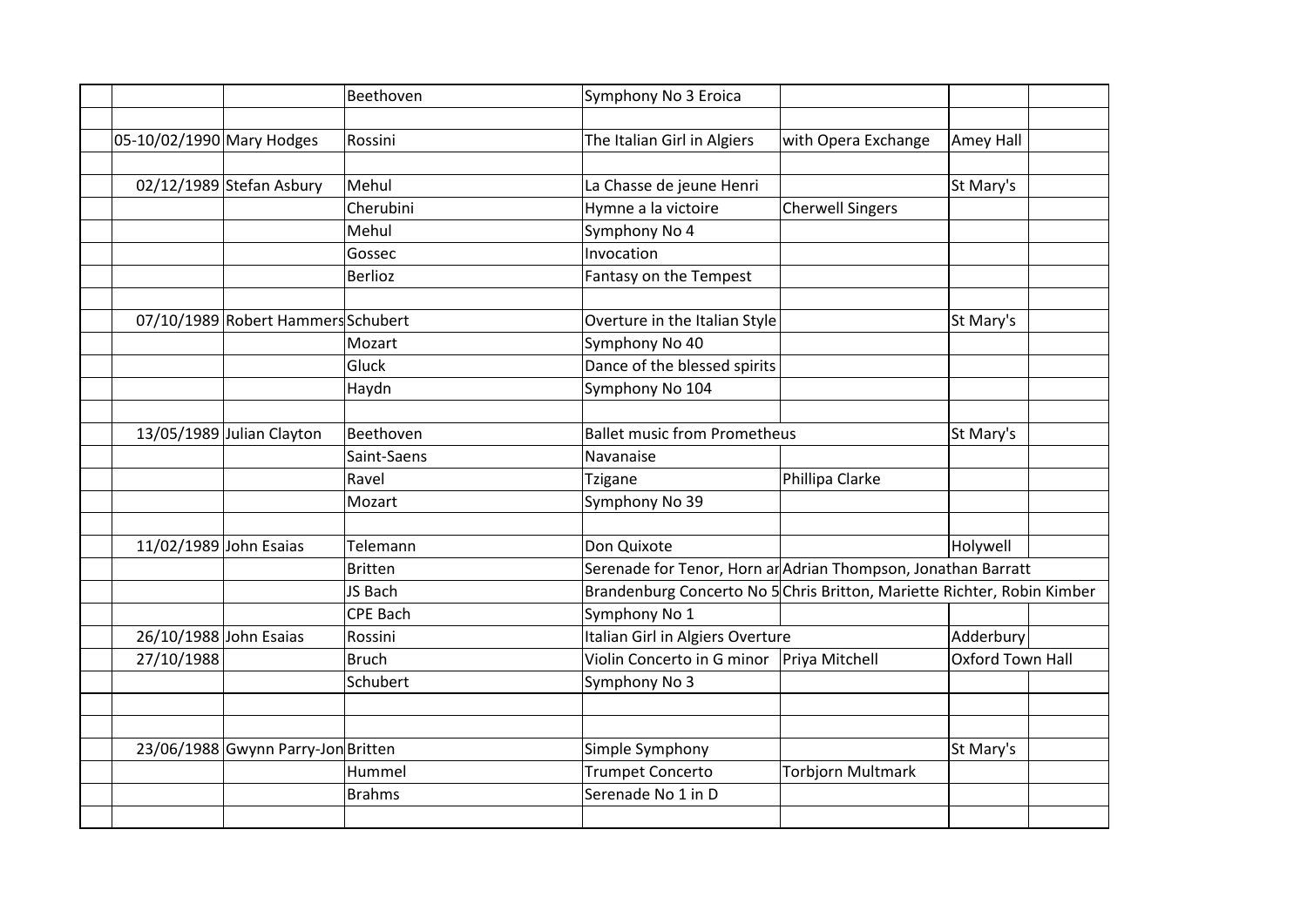| | | | | | | | |
|---|---|---|---|---|---|---|---|
| | | | Beethoven | Symphony No 3 Eroica | | | |
| | | | | | | | |
| | 05-10/02/1990 | Mary Hodges | Rossini | The Italian Girl in Algiers | with Opera Exchange | Amey Hall | |
| | | | | | | | |
| | 02/12/1989 | Stefan Asbury | Mehul | La Chasse de jeune Henri | | St Mary's | |
| | | | Cherubini | Hymne a la victoire | Cherwell Singers | | |
| | | | Mehul | Symphony No 4 | | | |
| | | | Gossec | Invocation | | | |
| | | | Berlioz | Fantasy on the Tempest | | | |
| | | | | | | | |
| | 07/10/1989 | Robert Hammers | Schubert | Overture in the Italian Style | | St Mary's | |
| | | | Mozart | Symphony No 40 | | | |
| | | | Gluck | Dance of the blessed spirits | | | |
| | | | Haydn | Symphony No 104 | | | |
| | | | | | | | |
| | 13/05/1989 | Julian Clayton | Beethoven | Ballet music from Prometheus | | St Mary's | |
| | | | Saint-Saens | Navanaise | | | |
| | | | Ravel | Tzigane | Phillipa Clarke | | |
| | | | Mozart | Symphony No 39 | | | |
| | | | | | | | |
| | 11/02/1989 | John Esaias | Telemann | Don Quixote | | Holywell | |
| | | | Britten | Serenade for Tenor, Horn ar | Adrian Thompson, Jonathan Barratt | | |
| | | | JS Bach | Brandenburg Concerto No 5 | Chris Britton, Mariette Richter, Robin Kimber | | |
| | | | CPE Bach | Symphony No 1 | | | |
| | 26/10/1988 | John Esaias | Rossini | Italian Girl in Algiers Overture | | Adderbury | |
| | 27/10/1988 | | Bruch | Violin Concerto in G minor | Priya Mitchell | Oxford Town Hall | |
| | | | Schubert | Symphony No 3 | | | |
| | | | | | | | |
| | | | | | | | |
| | 23/06/1988 | Gwynn Parry-Jon | Britten | Simple Symphony | | St Mary's | |
| | | | Hummel | Trumpet Concerto | Torbjorn Multmark | | |
| | | | Brahms | Serenade No 1 in D | | | |
| | | | | | | | |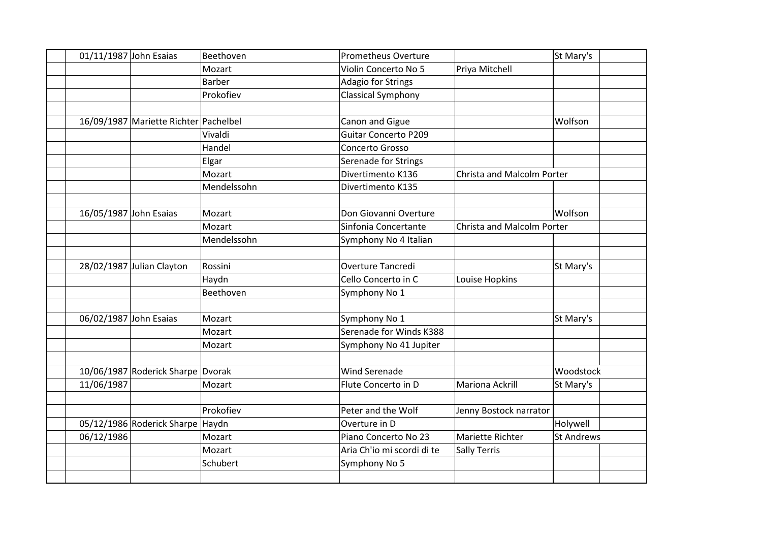| | | | | | | | |
|---|---|---|---|---|---|---|---|
| | 01/11/1987 | John Esaias | Beethoven | Prometheus Overture | | St Mary's | |
| | | | Mozart | Violin Concerto No 5 | Priya Mitchell | | |
| | | | Barber | Adagio for Strings | | | |
| | | | Prokofiev | Classical Symphony | | | |
| | | | | | | | |
| | 16/09/1987 | Mariette Richter | Pachelbel | Canon and Gigue | | Wolfson | |
| | | | Vivaldi | Guitar Concerto P209 | | | |
| | | | Handel | Concerto Grosso | | | |
| | | | Elgar | Serenade for Strings | | | |
| | | | Mozart | Divertimento K136 | Christa and Malcolm Porter | | |
| | | | Mendelssohn | Divertimento K135 | | | |
| | | | | | | | |
| | 16/05/1987 | John Esaias | Mozart | Don Giovanni Overture | | Wolfson | |
| | | | Mozart | Sinfonia Concertante | Christa and Malcolm Porter | | |
| | | | Mendelssohn | Symphony No 4 Italian | | | |
| | | | | | | | |
| | 28/02/1987 | Julian Clayton | Rossini | Overture Tancredi | | St Mary's | |
| | | | Haydn | Cello Concerto in C | Louise Hopkins | | |
| | | | Beethoven | Symphony No 1 | | | |
| | | | | | | | |
| | 06/02/1987 | John Esaias | Mozart | Symphony No 1 | | St Mary's | |
| | | | Mozart | Serenade for Winds K388 | | | |
| | | | Mozart | Symphony No 41 Jupiter | | | |
| | | | | | | | |
| | 10/06/1987 | Roderick Sharpe | Dvorak | Wind Serenade | | Woodstock | |
| | 11/06/1987 | | Mozart | Flute Concerto in D | Mariona Ackrill | St Mary's | |
| | | | | | | | |
| | | | Prokofiev | Peter and the Wolf | Jenny Bostock narrator | | |
| | 05/12/1986 | Roderick Sharpe | Haydn | Overture in D | | Holywell | |
| | 06/12/1986 | | Mozart | Piano Concerto No 23 | Mariette Richter | St Andrews | |
| | | | Mozart | Aria Ch'io mi scordi di te | Sally Terris | | |
| | | | Schubert | Symphony No 5 | | | |
| | | | | | | | |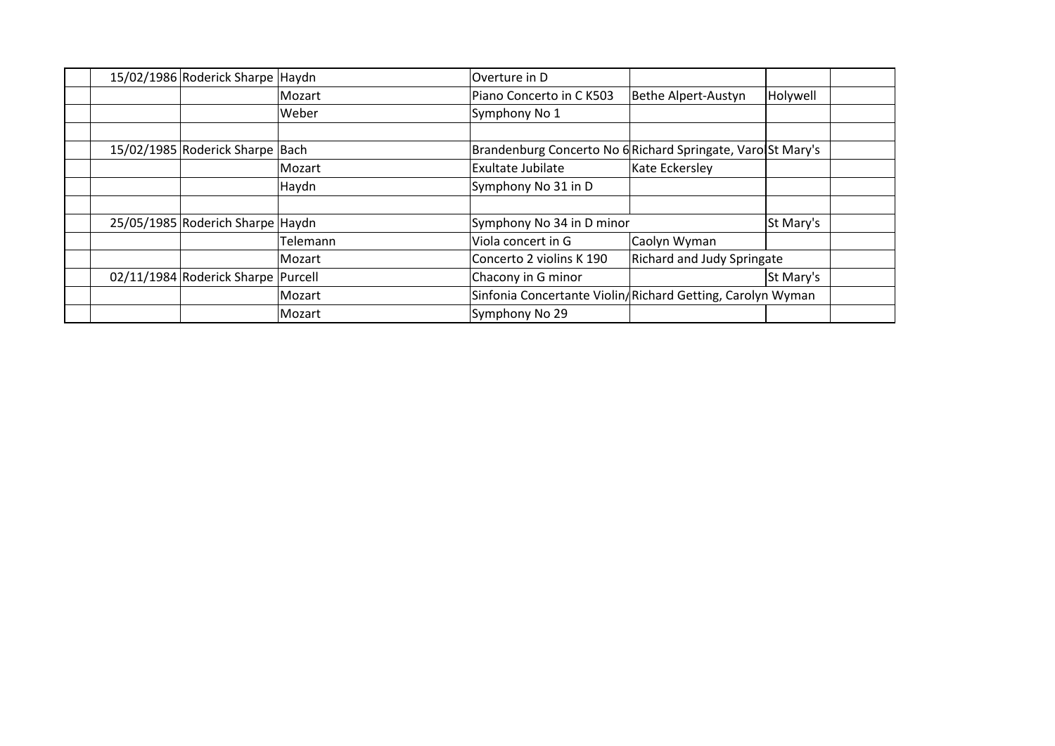| | | | | | | | |
|---|---|---|---|---|---|---|---|
| | 15/02/1986 | Roderick Sharpe | Haydn | Overture in D | | | |
| | | | Mozart | Piano Concerto in C K503 | Bethe Alpert-Austyn | Holywell | |
| | | | Weber | Symphony No 1 | | | |
| | | | | | | | |
| | 15/02/1985 | Roderick Sharpe | Bach | Brandenburg Concerto No 6 | Richard Springate, Varo | St Mary's | |
| | | | Mozart | Exultate Jubilate | Kate Eckersley | | |
| | | | Haydn | Symphony No 31 in D | | | |
| | | | | | | | |
| | 25/05/1985 | Roderich Sharpe | Haydn | Symphony No 34 in D minor | | St Mary's | |
| | | | Telemann | Viola concert in G | Caolyn Wyman | | |
| | | | Mozart | Concerto 2 violins K 190 | Richard and Judy Springate | | |
| | 02/11/1984 | Roderick Sharpe | Purcell | Chacony in G minor | | St Mary's | |
| | | | Mozart | Sinfonia Concertante Violin/ | Richard Getting, Carolyn Wyman | | |
| | | | Mozart | Symphony No 29 | | | |